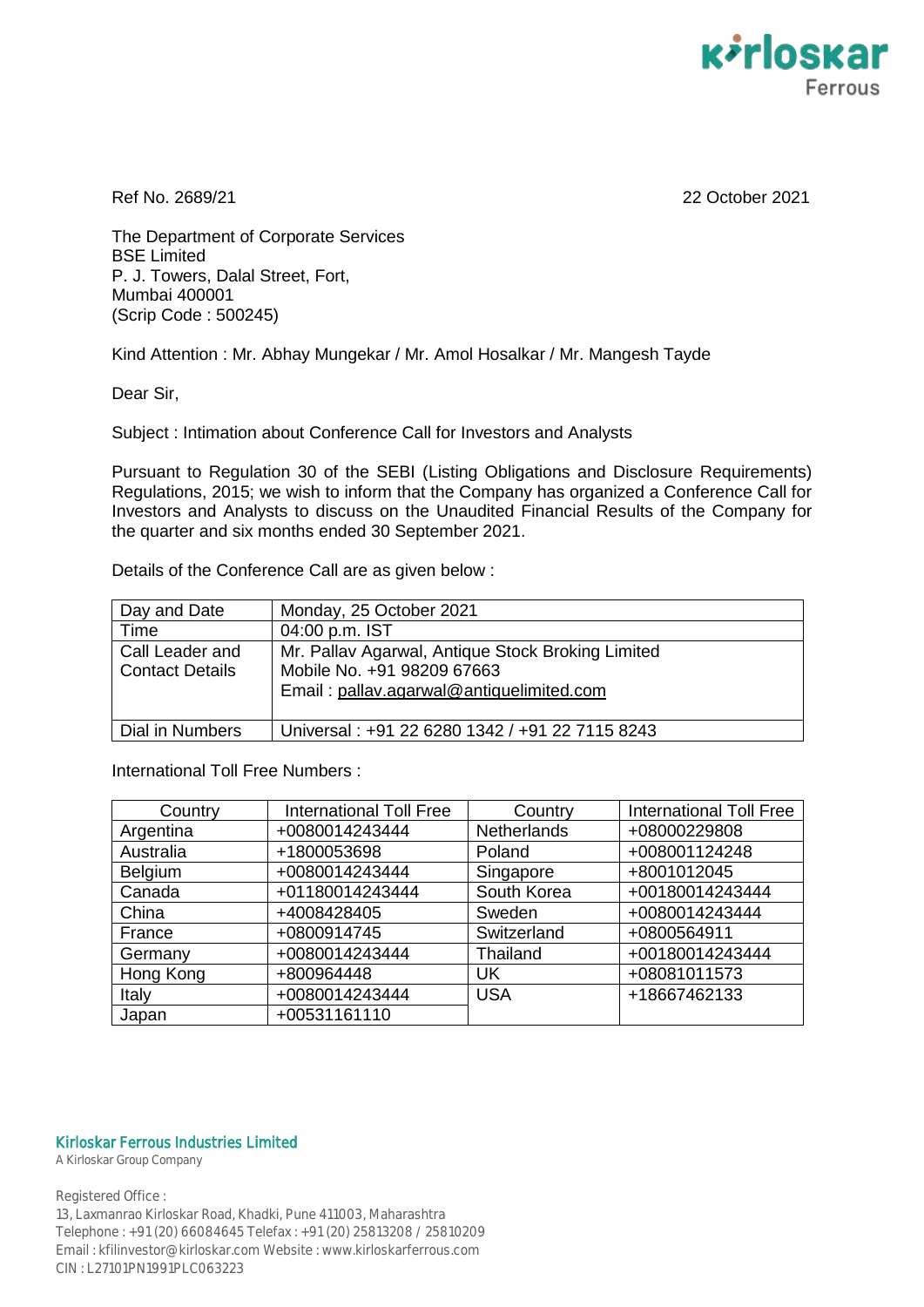Ref No. 2689/21

22 October 2021

The Department of Corporate Services
BSE Limited
P. J. Towers, Dalal Street, Fort,
Mumbai 400001
(Scrip Code : 500245)

Kind Attention : Mr. Abhay Mungekar / Mr. Amol Hosalkar / Mr. Mangesh Tayde

Dear Sir,

Subject : Intimation about Conference Call for Investors and Analysts

Pursuant to Regulation 30 of the SEBI (Listing Obligations and Disclosure Requirements) Regulations, 2015; we wish to inform that the Company has organized a Conference Call for Investors and Analysts to discuss on the Unaudited Financial Results of the Company for the quarter and six months ended 30 September 2021.

Details of the Conference Call are as given below :

| Day and Date | Monday, 25 October 2021 |
|---|---|
| Time | 04:00 p.m. IST |
| Call Leader and Contact Details | Mr. Pallav Agarwal, Antique Stock Broking Limited<br>Mobile No. +91 98209 67663<br>Email : pallav.agarwal@antiquelimited.com |
| Dial in Numbers | Universal : +91 22 6280 1342 / +91 22 7115 8243 |

International Toll Free Numbers :

| Country | International Toll Free | Country | International Toll Free |
|---|---|---|---|
| Argentina | +0080014243444 | Netherlands | +08000229808 |
| Australia | +1800053698 | Poland | +008001124248 |
| Belgium | +0080014243444 | Singapore | +8001012045 |
| Canada | +01180014243444 | South Korea | +00180014243444 |
| China | +4008428405 | Sweden | +0080014243444 |
| France | +0800914745 | Switzerland | +0800564911 |
| Germany | +0080014243444 | Thailand | +00180014243444 |
| Hong Kong | +800964448 | UK | +08081011573 |
| Italy | +0080014243444 | USA | +18667462133 |
| Japan | +00531161110 | | |

**Kirloskar Ferrous Industries Limited**
A Kirloskar Group Company

Registered Office :
13, Laxmanrao Kirloskar Road, Khadki, Pune 411003, Maharashtra
Telephone : +91 (20) 66084645 Telefax : +91 (20) 25813208 / 25810209
Email : kfilinvestor@kirloskar.com Website : www.kirloskarferrous.com
CIN : L27101PN1991PLC063223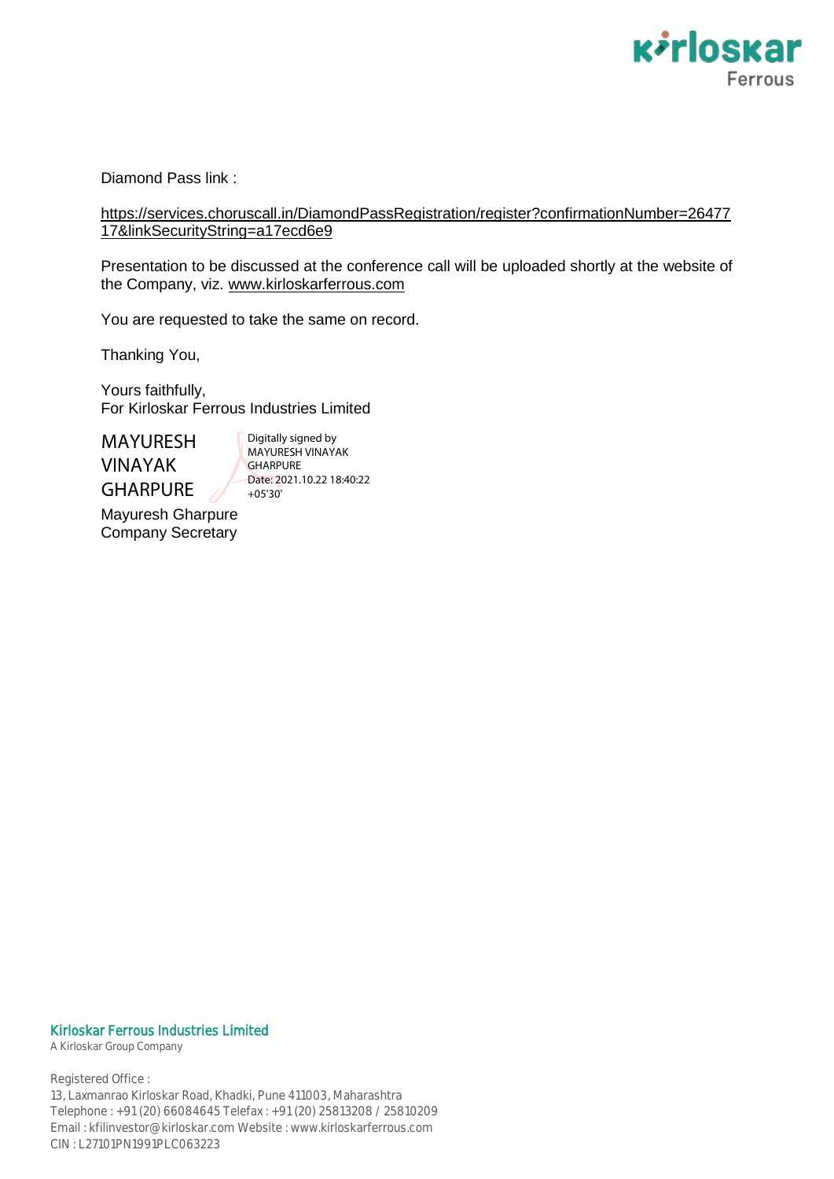Diamond Pass link :

https://services.choruscall.in/DiamondPassRegistration/register?confirmationNumber=2647717&linkSecurityString=a17ecd6e9

Presentation to be discussed at the conference call will be uploaded shortly at the website of the Company, viz. www.kirloskarferrous.com

You are requested to take the same on record.

Thanking You,

Yours faithfully,
For Kirloskar Ferrous Industries Limited

MAYURESH VINAYAK GHARPURE

Digitally signed by MAYURESH VINAYAK GHARPURE
Date: 2021.10.22 18:40:22 +05'30'

Mayuresh Gharpure
Company Secretary

Kirloskar Ferrous Industries Limited
A Kirloskar Group Company

Registered Office :
13, Laxmanrao Kirloskar Road, Khadki, Pune 411003, Maharashtra
Telephone : +91 (20) 66084645 Telefax : +91 (20) 25813208 / 25810209
Email : kfilinvestor@kirloskar.com Website : www.kirloskarferrous.com
CIN : L27101PN1991PLC063223